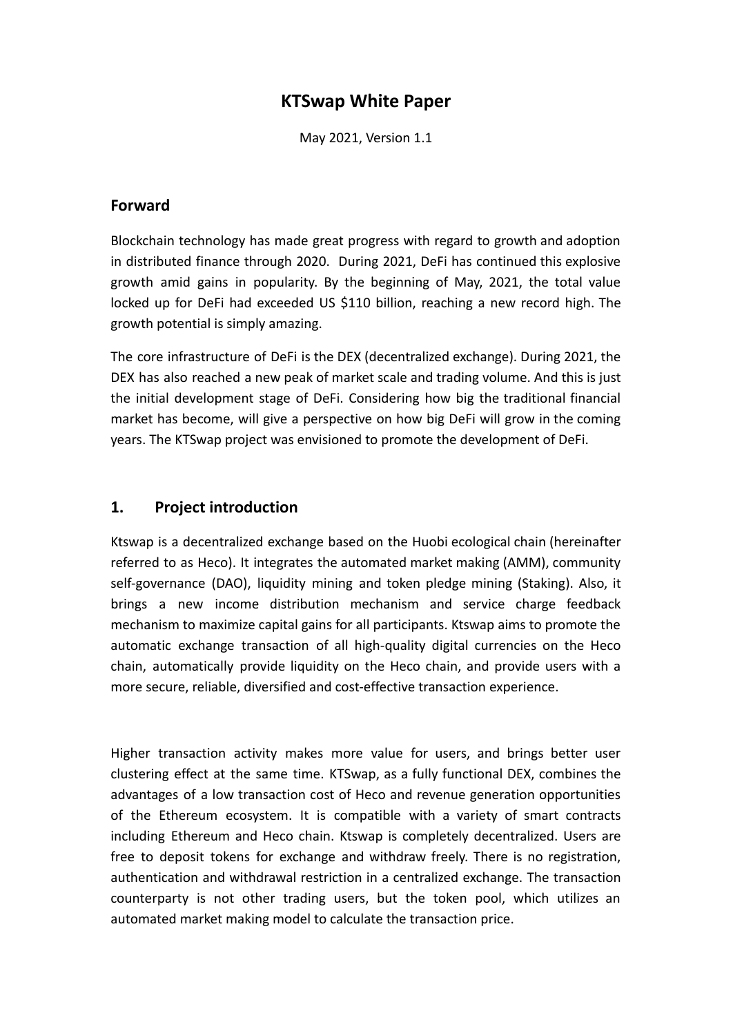# KTSwap White Paper

May 2021, Version 1.1

## Forward

Blockchain technology has made great progress with regard to growth and adoption in distributed finance through 2020. During 2021, DeFi has continued this explosive growth amid gains in popularity. By the beginning of May, 2021, the total value locked up for DeFi had exceeded US $110 billion, reaching a new record high. The growth potential is simply amazing.

The core infrastructure of DeFi is the DEX (decentralized exchange). During 2021, the DEX has also reached a new peak of market scale and trading volume. And this is just the initial development stage of DeFi. Considering how big the traditional financial market has become, will give a perspective on how big DeFi will grow in the coming years. The KTSwap project was envisioned to promote the development of DeFi.

## 1. Project introduction

Ktswap is a decentralized exchange based on the Huobi ecological chain (hereinafter referred to as Heco). It integrates the automated market making (AMM), community self-governance (DAO), liquidity mining and token pledge mining (Staking). Also, it brings a new income distribution mechanism and service charge feedback mechanism to maximize capital gains for all participants. Ktswap aims to promote the automatic exchange transaction of all high-quality digital currencies on the Heco chain, automatically provide liquidity on the Heco chain, and provide users with a more secure, reliable, diversified and cost-effective transaction experience.

Higher transaction activity makes more value for users, and brings better user clustering effect at the same time. KTSwap, as a fully functional DEX, combines the advantages of a low transaction cost of Heco and revenue generation opportunities of the Ethereum ecosystem. It is compatible with a variety of smart contracts including Ethereum and Heco chain. Ktswap is completely decentralized. Users are free to deposit tokens for exchange and withdraw freely. There is no registration, authentication and withdrawal restriction in a centralized exchange. The transaction counterparty is not other trading users, but the token pool, which utilizes an automated market making model to calculate the transaction price.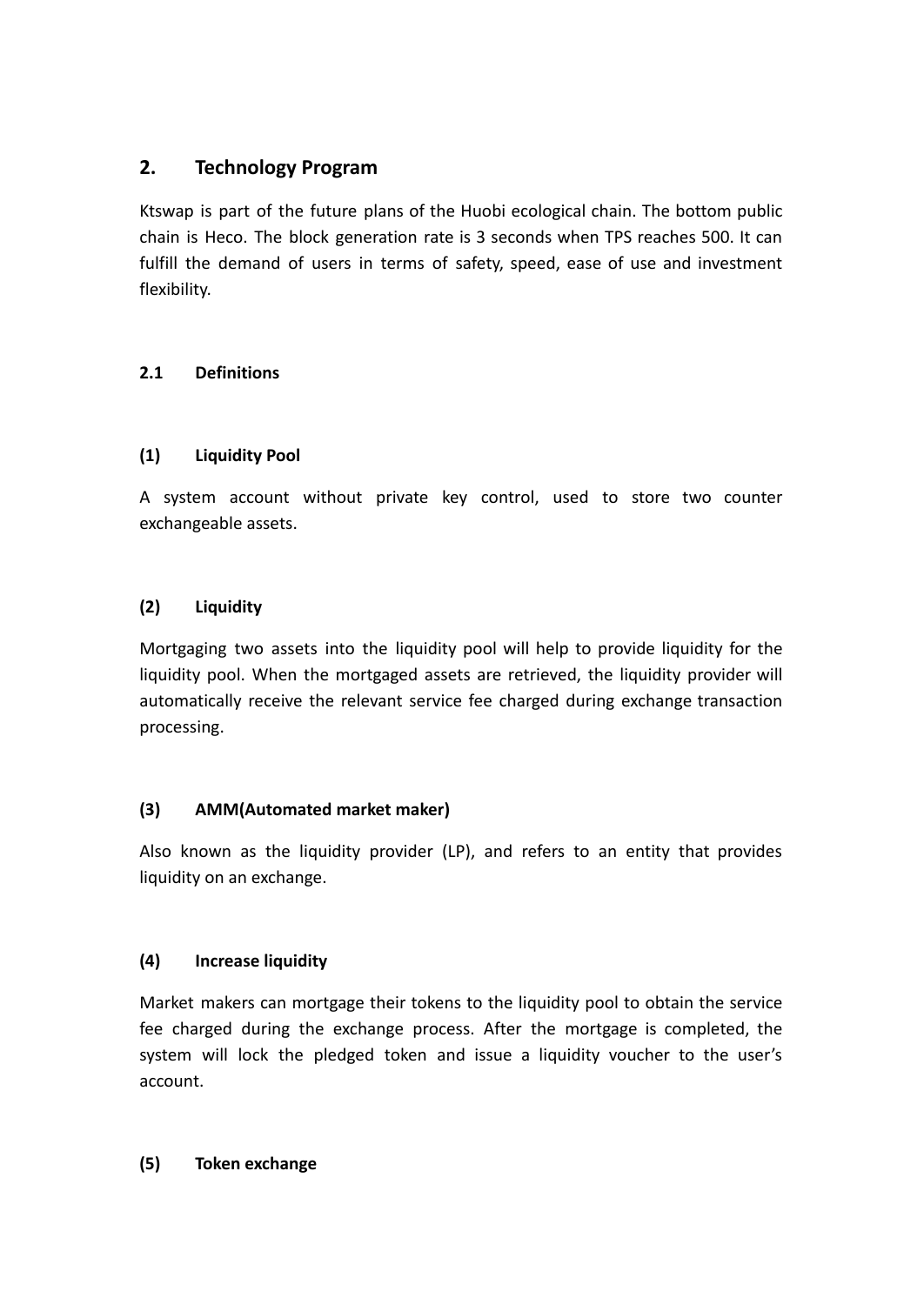## 2. Technology Program

Ktswap is part of the future plans of the Huobi ecological chain. The bottom public chain is Heco. The block generation rate is 3 seconds when TPS reaches 500. It can fulfill the demand of users in terms of safety, speed, ease of use and investment flexibility.

### 2.1 Definitions

#### (1) Liquidity Pool

A system account without private key control, used to store two counter exchangeable assets.

#### (2) Liquidity

Mortgaging two assets into the liquidity pool will help to provide liquidity for the liquidity pool. When the mortgaged assets are retrieved, the liquidity provider will automatically receive the relevant service fee charged during exchange transaction processing.

#### (3) AMM(Automated market maker)

Also known as the liquidity provider (LP), and refers to an entity that provides liquidity on an exchange.

#### (4) Increase liquidity

Market makers can mortgage their tokens to the liquidity pool to obtain the service fee charged during the exchange process. After the mortgage is completed, the system will lock the pledged token and issue a liquidity voucher to the user's account.

#### (5) Token exchange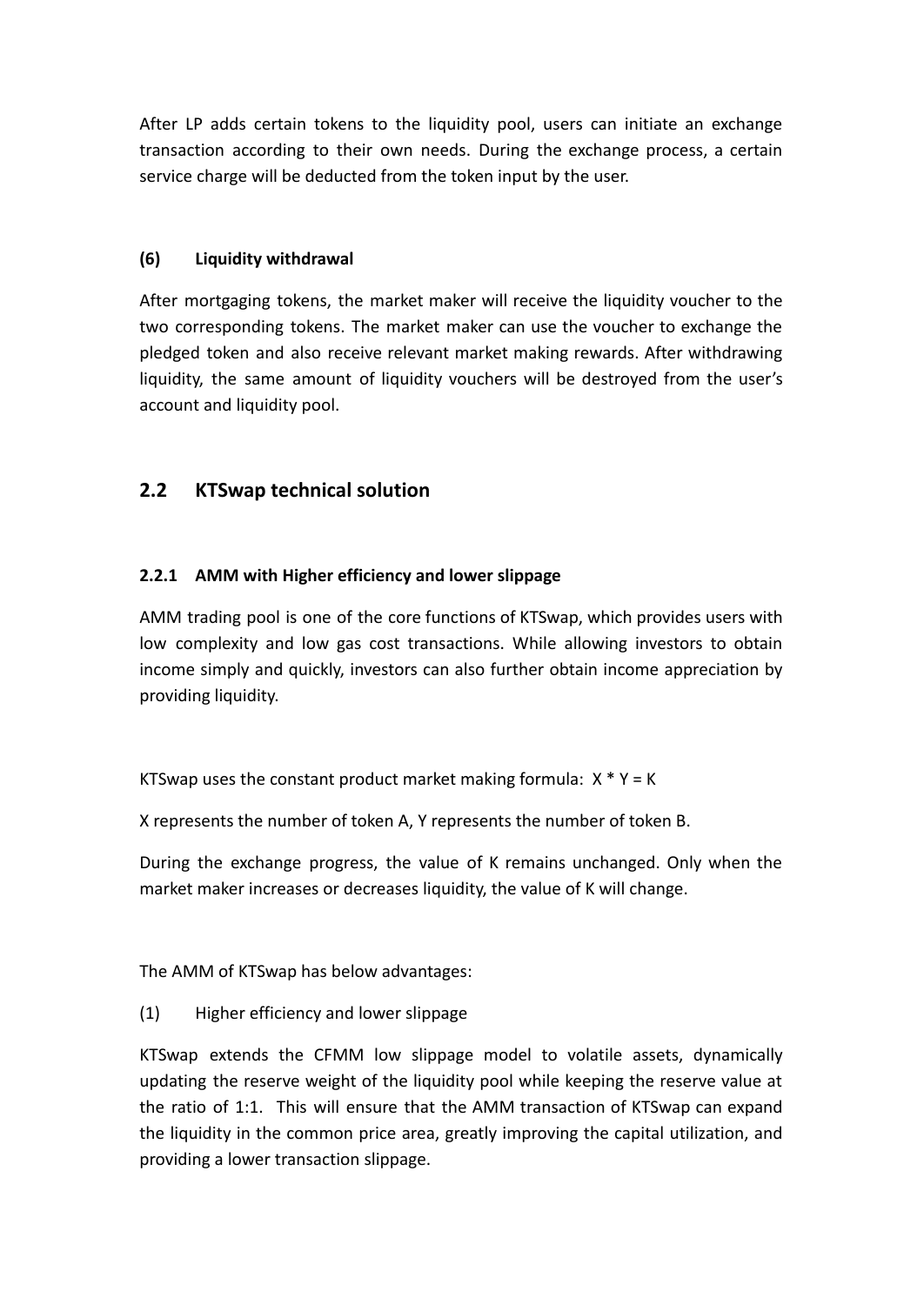After LP adds certain tokens to the liquidity pool, users can initiate an exchange transaction according to their own needs. During the exchange process, a certain service charge will be deducted from the token input by the user.

#### (6) Liquidity withdrawal

After mortgaging tokens, the market maker will receive the liquidity voucher to the two corresponding tokens. The market maker can use the voucher to exchange the pledged token and also receive relevant market making rewards. After withdrawing liquidity, the same amount of liquidity vouchers will be destroyed from the user's account and liquidity pool.

## 2.2 KTSwap technical solution

### 2.2.1 AMM with Higher efficiency and lower slippage

AMM trading pool is one of the core functions of KTSwap, which provides users with low complexity and low gas cost transactions. While allowing investors to obtain income simply and quickly, investors can also further obtain income appreciation by providing liquidity.

KTSwap uses the constant product market making formula: $X * Y = K$

X represents the number of token A, Y represents the number of token B.

During the exchange progress, the value of K remains unchanged. Only when the market maker increases or decreases liquidity, the value of K will change.

The AMM of KTSwap has below advantages:

(1) Higher efficiency and lower slippage

KTSwap extends the CFMM low slippage model to volatile assets, dynamically updating the reserve weight of the liquidity pool while keeping the reserve value at the ratio of 1:1. This will ensure that the AMM transaction of KTSwap can expand the liquidity in the common price area, greatly improving the capital utilization, and providing a lower transaction slippage.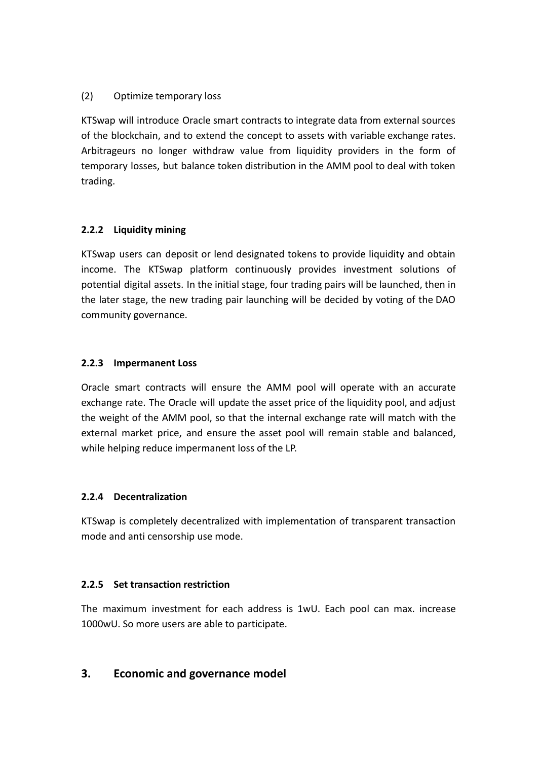(2) Optimize temporary loss

KTSwap will introduce Oracle smart contracts to integrate data from external sources of the blockchain, and to extend the concept to assets with variable exchange rates. Arbitrageurs no longer withdraw value from liquidity providers in the form of temporary losses, but balance token distribution in the AMM pool to deal with token trading.

#### 2.2.2 Liquidity mining

KTSwap users can deposit or lend designated tokens to provide liquidity and obtain income. The KTSwap platform continuously provides investment solutions of potential digital assets. In the initial stage, four trading pairs will be launched, then in the later stage, the new trading pair launching will be decided by voting of the DAO community governance.

#### 2.2.3 Impermanent Loss

Oracle smart contracts will ensure the AMM pool will operate with an accurate exchange rate. The Oracle will update the asset price of the liquidity pool, and adjust the weight of the AMM pool, so that the internal exchange rate will match with the external market price, and ensure the asset pool will remain stable and balanced, while helping reduce impermanent loss of the LP.

#### 2.2.4 Decentralization

KTSwap is completely decentralized with implementation of transparent transaction mode and anti censorship use mode.

#### 2.2.5 Set transaction restriction

The maximum investment for each address is 1wU. Each pool can max. increase 1000wU. So more users are able to participate.

## 3. Economic and governance model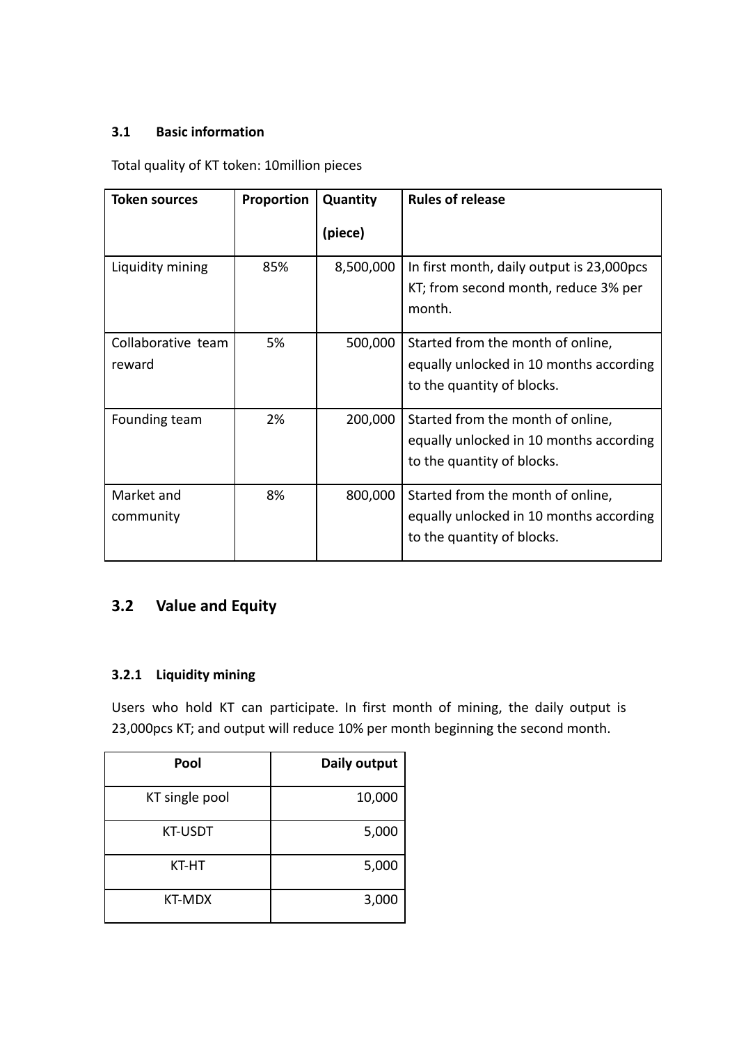### 3.1 Basic information

Total quality of KT token: 10million pieces

| Token sources | Proportion | Quantity (piece) | Rules of release |
|---|---|---|---|
| Liquidity mining | 85% | 8,500,000 | In first month, daily output is 23,000pcs KT; from second month, reduce 3% per month. |
| Collaborative team reward | 5% | 500,000 | Started from the month of online, equally unlocked in 10 months according to the quantity of blocks. |
| Founding team | 2% | 200,000 | Started from the month of online, equally unlocked in 10 months according to the quantity of blocks. |
| Market and community | 8% | 800,000 | Started from the month of online, equally unlocked in 10 months according to the quantity of blocks. |

## 3.2 Value and Equity

### 3.2.1 Liquidity mining

Users who hold KT can participate. In first month of mining, the daily output is 23,000pcs KT; and output will reduce 10% per month beginning the second month.

| Pool | Daily output |
|---|---|
| KT single pool | 10,000 |
| KT-USDT | 5,000 |
| KT-HT | 5,000 |
| KT-MDX | 3,000 |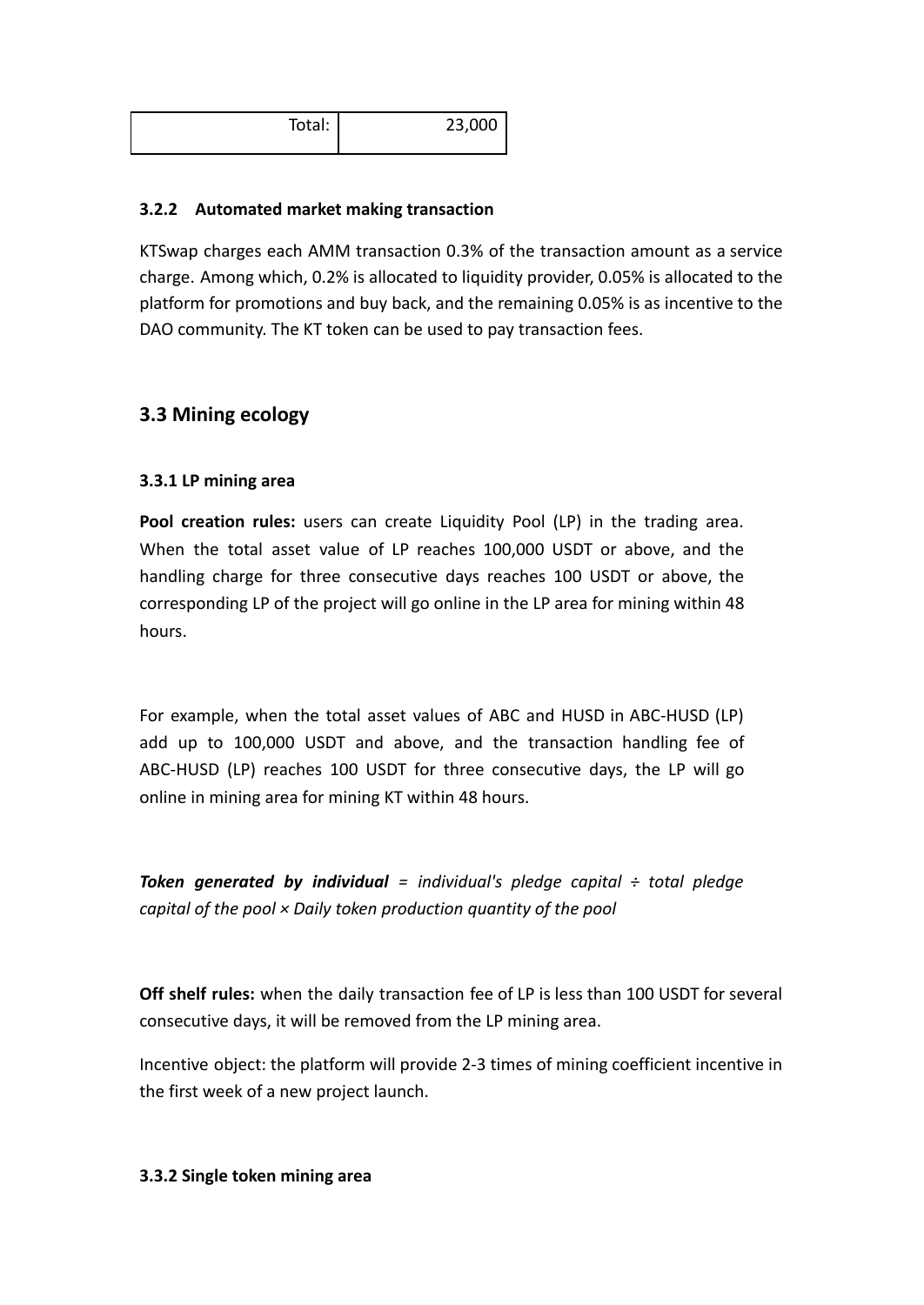| Total: | 23,000 |
| ---: | ---: |

### 3.2.2 Automated market making transaction

KTSwap charges each AMM transaction 0.3% of the transaction amount as a service charge. Among which, 0.2% is allocated to liquidity provider, 0.05% is allocated to the platform for promotions and buy back, and the remaining 0.05% is as incentive to the DAO community. The KT token can be used to pay transaction fees.

## 3.3 Mining ecology

### 3.3.1 LP mining area

**Pool creation rules:** users can create Liquidity Pool (LP) in the trading area. When the total asset value of LP reaches 100,000 USDT or above, and the handling charge for three consecutive days reaches 100 USDT or above, the corresponding LP of the project will go online in the LP area for mining within 48 hours.

For example, when the total asset values of ABC and HUSD in ABC-HUSD (LP) add up to 100,000 USDT and above, and the transaction handling fee of ABC-HUSD (LP) reaches 100 USDT for three consecutive days, the LP will go online in mining area for mining KT within 48 hours.

***Token generated by individual*** *= individual's pledge capital ÷ total pledge capital of the pool × Daily token production quantity of the pool*

**Off shelf rules:** when the daily transaction fee of LP is less than 100 USDT for several consecutive days, it will be removed from the LP mining area.

Incentive object: the platform will provide 2-3 times of mining coefficient incentive in the first week of a new project launch.

### 3.3.2 Single token mining area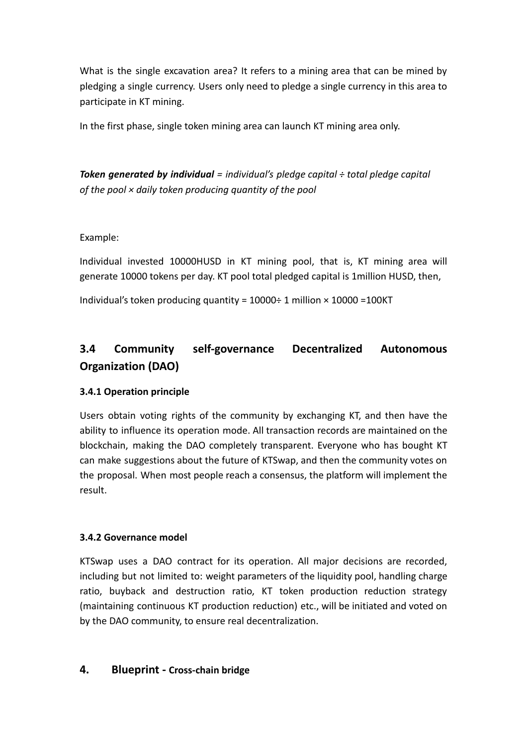What is the single excavation area? It refers to a mining area that can be mined by pledging a single currency. Users only need to pledge a single currency in this area to participate in KT mining.

In the first phase, single token mining area can launch KT mining area only.

***Token generated by individual*** *= individual's pledge capital ÷ total pledge capital of the pool × daily token producing quantity of the pool*

Example:

Individual invested 10000HUSD in KT mining pool, that is, KT mining area will generate 10000 tokens per day. KT pool total pledged capital is 1million HUSD, then,

Individual's token producing quantity = 10000÷ 1 million × 10000 =100KT

## 3.4 Community self-governance Decentralized Autonomous Organization (DAO)

### 3.4.1 Operation principle

Users obtain voting rights of the community by exchanging KT, and then have the ability to influence its operation mode. All transaction records are maintained on the blockchain, making the DAO completely transparent. Everyone who has bought KT can make suggestions about the future of KTSwap, and then the community votes on the proposal. When most people reach a consensus, the platform will implement the result.

### 3.4.2 Governance model

KTSwap uses a DAO contract for its operation. All major decisions are recorded, including but not limited to: weight parameters of the liquidity pool, handling charge ratio, buyback and destruction ratio, KT token production reduction strategy (maintaining continuous KT production reduction) etc., will be initiated and voted on by the DAO community, to ensure real decentralization.

# 4. Blueprint - Cross-chain bridge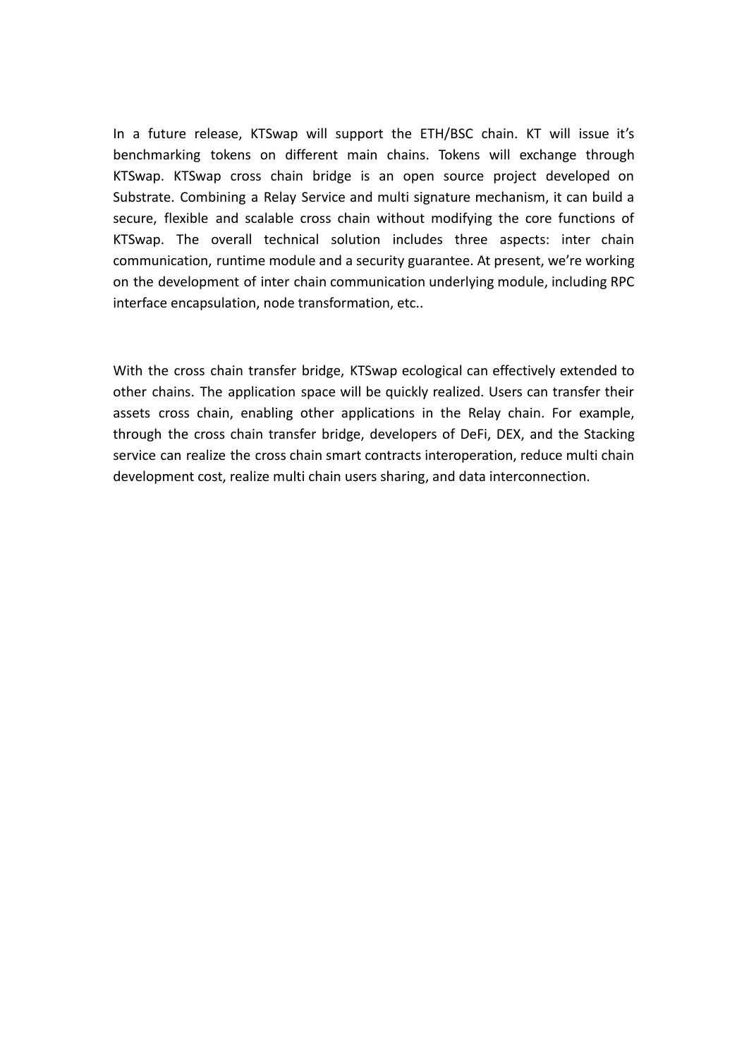In a future release, KTSwap will support the ETH/BSC chain. KT will issue it's benchmarking tokens on different main chains. Tokens will exchange through KTSwap. KTSwap cross chain bridge is an open source project developed on Substrate. Combining a Relay Service and multi signature mechanism, it can build a secure, flexible and scalable cross chain without modifying the core functions of KTSwap. The overall technical solution includes three aspects: inter chain communication, runtime module and a security guarantee. At present, we're working on the development of inter chain communication underlying module, including RPC interface encapsulation, node transformation, etc..

With the cross chain transfer bridge, KTSwap ecological can effectively extended to other chains. The application space will be quickly realized. Users can transfer their assets cross chain, enabling other applications in the Relay chain. For example, through the cross chain transfer bridge, developers of DeFi, DEX, and the Stacking service can realize the cross chain smart contracts interoperation, reduce multi chain development cost, realize multi chain users sharing, and data interconnection.